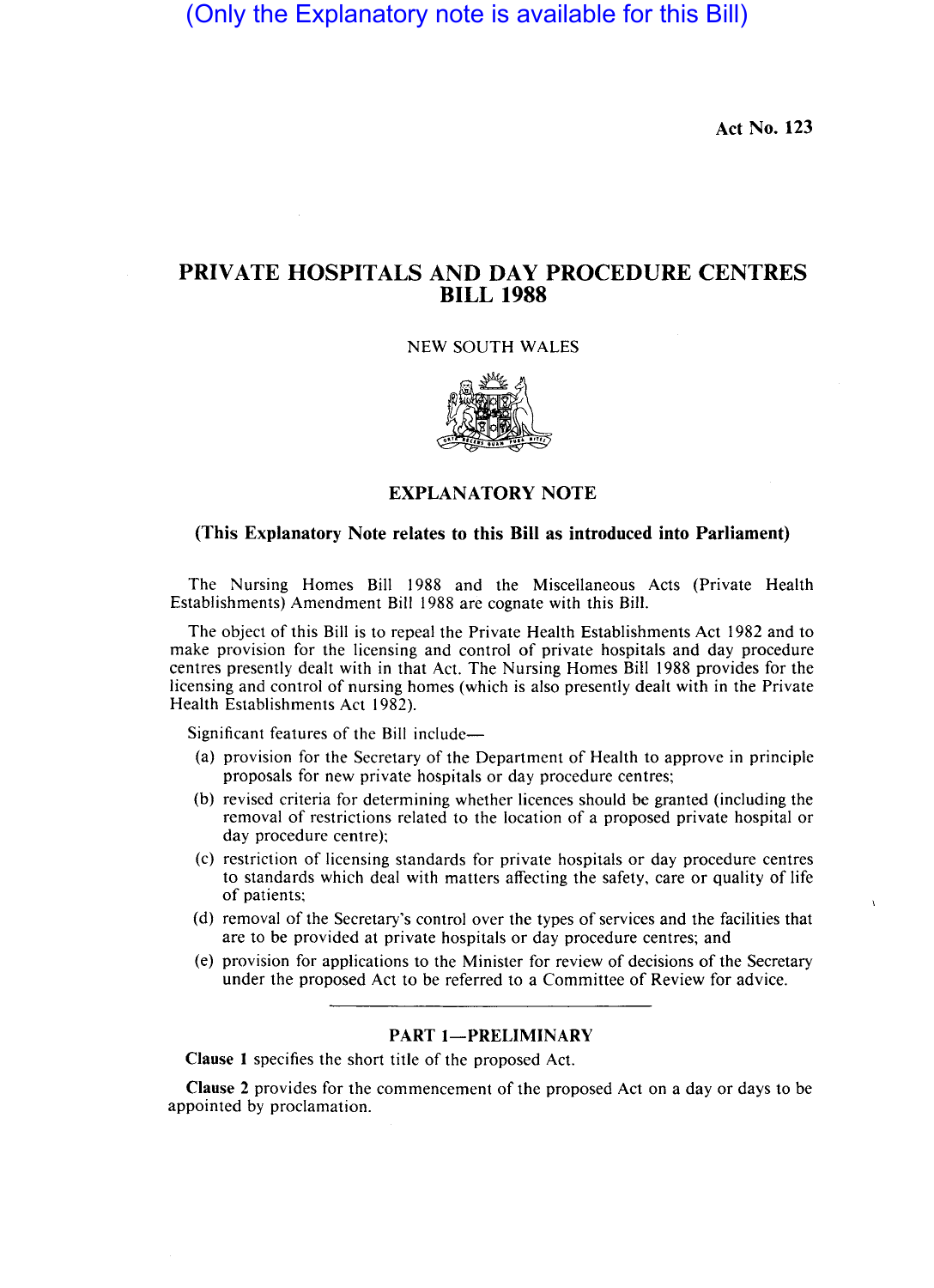(Only the Explanatory note is available for this Bill)

Act No. 123

# PRIVATE HOSPITALS AND DAY PROCEDURE CENTRES BILL 1988

NEW SOUTH WALES

## EXPLANATORY NOTE

**(This Explanatory Note relates to this Bill as introduced into Parliament)**

The Nursing Homes Bill 1988 and the Miscellaneous Acts (Private Health Establishments) Amendment Bill 1988 are cognate with this Bill.

The object of this Bill is to repeal the Private Health Establishments Act 1982 and to make provision for the licensing and control of private hospitals and day procedure centres presently dealt with in that Act. The Nursing Homes Bill 1988 provides for the licensing and control of nursing homes (which is also presently dealt with in the Private Health Establishments Act 1982).

Significant features of the Bill include—

(a) provision for the Secretary of the Department of Health to approve in principle proposals for new private hospitals or day procedure centres;

(b) revised criteria for determining whether licences should be granted (including the removal of restrictions related to the location of a proposed private hospital or day procedure centre);

(c) restriction of licensing standards for private hospitals or day procedure centres to standards which deal with matters affecting the safety, care or quality of life of patients;

(d) removal of the Secretary's control over the types of services and the facilities that are to be provided at private hospitals or day procedure centres; and

(e) provision for applications to the Minister for review of decisions of the Secretary under the proposed Act to be referred to a Committee of Review for advice.

### PART 1—PRELIMINARY

**Clause 1** specifies the short title of the proposed Act.

**Clause 2** provides for the commencement of the proposed Act on a day or days to be appointed by proclamation.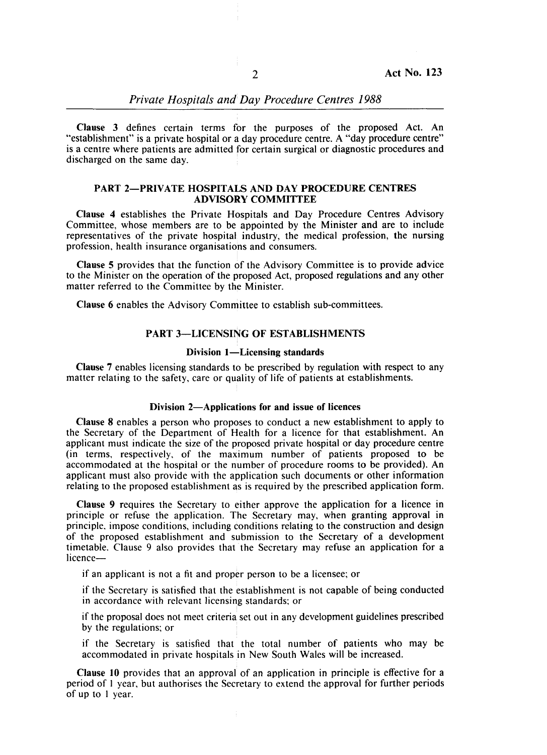**Clause 3** defines certain terms for the purposes of the proposed Act. An "establishment" is a private hospital or a day procedure centre. A "day procedure centre" is a centre where patients are admitted for certain surgical or diagnostic procedures and discharged on the same day.

## PART 2—PRIVATE HOSPITALS AND DAY PROCEDURE CENTRES ADVISORY COMMITTEE

**Clause 4** establishes the Private Hospitals and Day Procedure Centres Advisory Committee, whose members are to be appointed by the Minister and are to include representatives of the private hospital industry, the medical profession, the nursing profession, health insurance organisations and consumers.

**Clause 5** provides that the function of the Advisory Committee is to provide advice to the Minister on the operation of the proposed Act, proposed regulations and any other matter referred to the Committee by the Minister.

**Clause 6** enables the Advisory Committee to establish sub-committees.

## PART 3—LICENSING OF ESTABLISHMENTS

### Division 1—Licensing standards

**Clause 7** enables licensing standards to be prescribed by regulation with respect to any matter relating to the safety, care or quality of life of patients at establishments.

### Division 2—Applications for and issue of licences

**Clause 8** enables a person who proposes to conduct a new establishment to apply to the Secretary of the Department of Health for a licence for that establishment. An applicant must indicate the size of the proposed private hospital or day procedure centre (in terms, respectively, of the maximum number of patients proposed to be accommodated at the hospital or the number of procedure rooms to be provided). An applicant must also provide with the application such documents or other information relating to the proposed establishment as is required by the prescribed application form.

**Clause 9** requires the Secretary to either approve the application for a licence in principle or refuse the application. The Secretary may, when granting approval in principle, impose conditions, including conditions relating to the construction and design of the proposed establishment and submission to the Secretary of a development timetable. Clause 9 also provides that the Secretary may refuse an application for a licence—

if an applicant is not a fit and proper person to be a licensee; or

if the Secretary is satisfied that the establishment is not capable of being conducted in accordance with relevant licensing standards; or

if the proposal does not meet criteria set out in any development guidelines prescribed by the regulations; or

if the Secretary is satisfied that the total number of patients who may be accommodated in private hospitals in New South Wales will be increased.

**Clause 10** provides that an approval of an application in principle is effective for a period of 1 year, but authorises the Secretary to extend the approval for further periods of up to 1 year.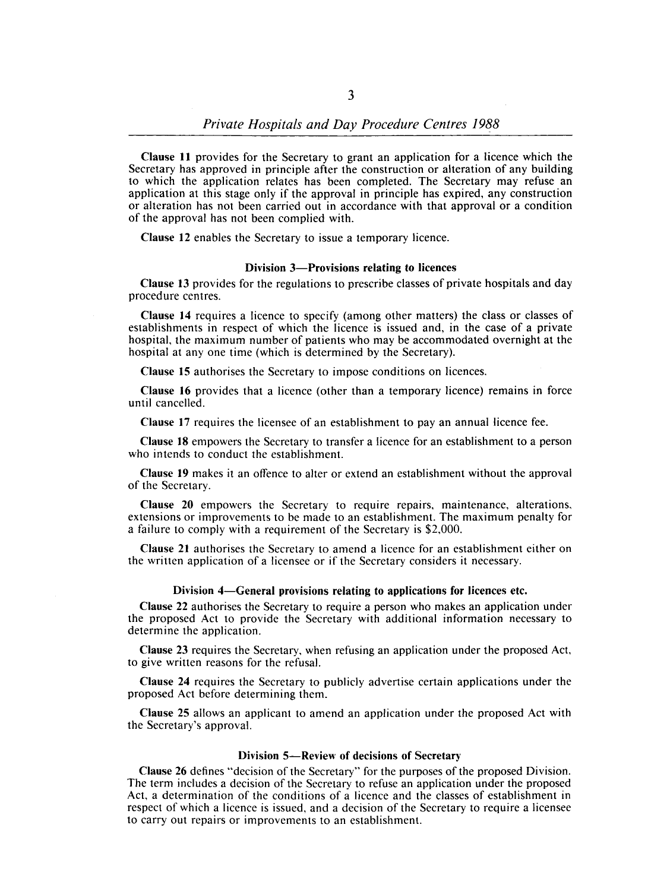**Clause 11** provides for the Secretary to grant an application for a licence which the Secretary has approved in principle after the construction or alteration of any building to which the application relates has been completed. The Secretary may refuse an application at this stage only if the approval in principle has expired, any construction or alteration has not been carried out in accordance with that approval or a condition of the approval has not been complied with.

**Clause 12** enables the Secretary to issue a temporary licence.

### Division 3—Provisions relating to licences

**Clause 13** provides for the regulations to prescribe classes of private hospitals and day procedure centres.

**Clause 14** requires a licence to specify (among other matters) the class or classes of establishments in respect of which the licence is issued and, in the case of a private hospital, the maximum number of patients who may be accommodated overnight at the hospital at any one time (which is determined by the Secretary).

**Clause 15** authorises the Secretary to impose conditions on licences.

**Clause 16** provides that a licence (other than a temporary licence) remains in force until cancelled.

**Clause 17** requires the licensee of an establishment to pay an annual licence fee.

**Clause 18** empowers the Secretary to transfer a licence for an establishment to a person who intends to conduct the establishment.

**Clause 19** makes it an offence to alter or extend an establishment without the approval of the Secretary.

**Clause 20** empowers the Secretary to require repairs, maintenance, alterations, extensions or improvements to be made to an establishment. The maximum penalty for a failure to comply with a requirement of the Secretary is $2,000.

**Clause 21** authorises the Secretary to amend a licence for an establishment either on the written application of a licensee or if the Secretary considers it necessary.

### Division 4—General provisions relating to applications for licences etc.

**Clause 22** authorises the Secretary to require a person who makes an application under the proposed Act to provide the Secretary with additional information necessary to determine the application.

**Clause 23** requires the Secretary, when refusing an application under the proposed Act, to give written reasons for the refusal.

**Clause 24** requires the Secretary to publicly advertise certain applications under the proposed Act before determining them.

**Clause 25** allows an applicant to amend an application under the proposed Act with the Secretary's approval.

### Division 5—Review of decisions of Secretary

**Clause 26** defines "decision of the Secretary" for the purposes of the proposed Division. The term includes a decision of the Secretary to refuse an application under the proposed Act, a determination of the conditions of a licence and the classes of establishment in respect of which a licence is issued, and a decision of the Secretary to require a licensee to carry out repairs or improvements to an establishment.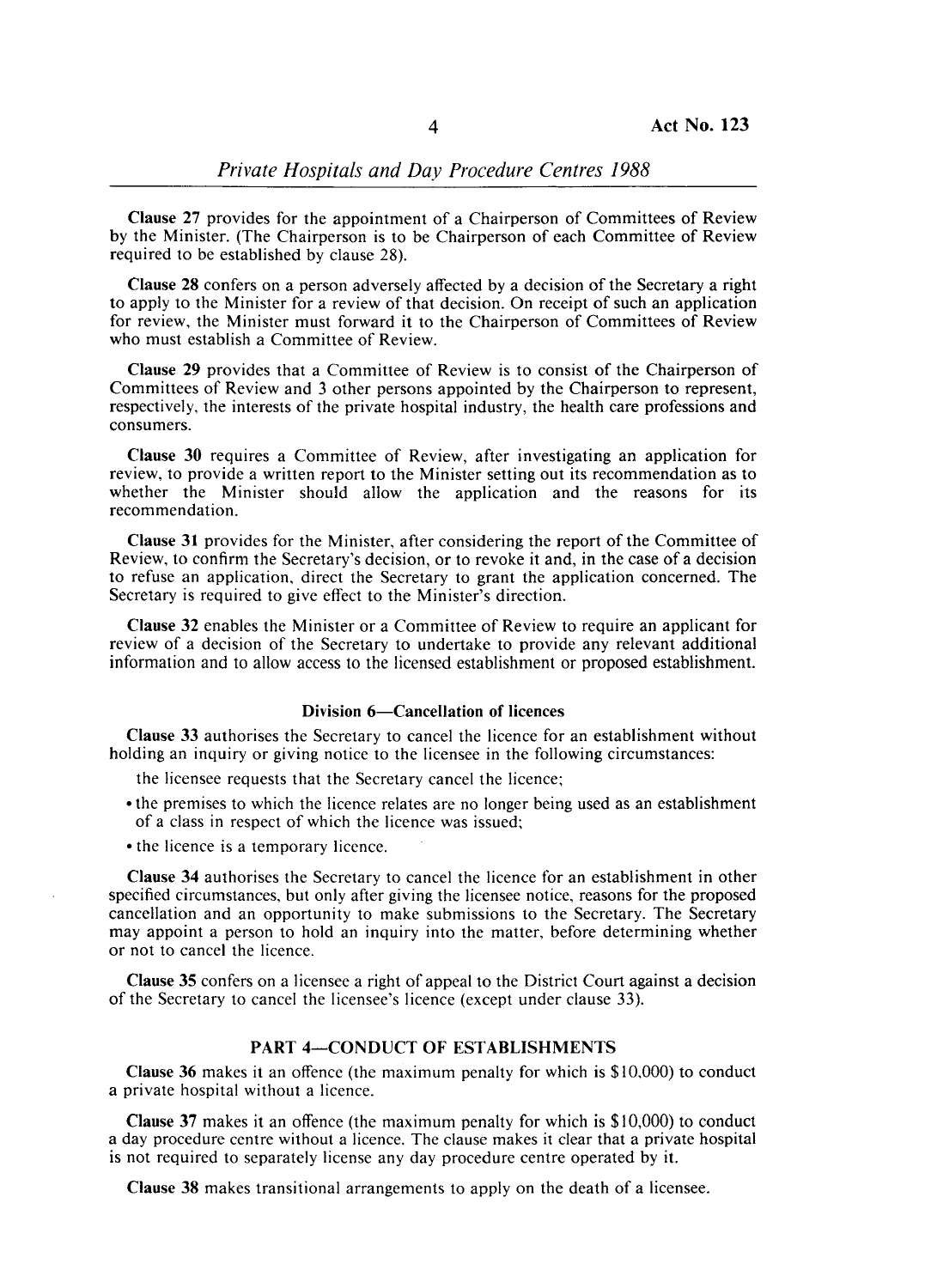**Clause 27** provides for the appointment of a Chairperson of Committees of Review by the Minister. (The Chairperson is to be Chairperson of each Committee of Review required to be established by clause 28).

**Clause 28** confers on a person adversely affected by a decision of the Secretary a right to apply to the Minister for a review of that decision. On receipt of such an application for review, the Minister must forward it to the Chairperson of Committees of Review who must establish a Committee of Review.

**Clause 29** provides that a Committee of Review is to consist of the Chairperson of Committees of Review and 3 other persons appointed by the Chairperson to represent, respectively, the interests of the private hospital industry, the health care professions and consumers.

**Clause 30** requires a Committee of Review, after investigating an application for review, to provide a written report to the Minister setting out its recommendation as to whether the Minister should allow the application and the reasons for its recommendation.

**Clause 31** provides for the Minister, after considering the report of the Committee of Review, to confirm the Secretary's decision, or to revoke it and, in the case of a decision to refuse an application, direct the Secretary to grant the application concerned. The Secretary is required to give effect to the Minister's direction.

**Clause 32** enables the Minister or a Committee of Review to require an applicant for review of a decision of the Secretary to undertake to provide any relevant additional information and to allow access to the licensed establishment or proposed establishment.

### Division 6—Cancellation of licences

**Clause 33** authorises the Secretary to cancel the licence for an establishment without holding an inquiry or giving notice to the licensee in the following circumstances:

- the licensee requests that the Secretary cancel the licence;
- the premises to which the licence relates are no longer being used as an establishment of a class in respect of which the licence was issued;
- the licence is a temporary licence.

**Clause 34** authorises the Secretary to cancel the licence for an establishment in other specified circumstances, but only after giving the licensee notice, reasons for the proposed cancellation and an opportunity to make submissions to the Secretary. The Secretary may appoint a person to hold an inquiry into the matter, before determining whether or not to cancel the licence.

**Clause 35** confers on a licensee a right of appeal to the District Court against a decision of the Secretary to cancel the licensee's licence (except under clause 33).

## PART 4—CONDUCT OF ESTABLISHMENTS

**Clause 36** makes it an offence (the maximum penalty for which is $10,000) to conduct a private hospital without a licence.

**Clause 37** makes it an offence (the maximum penalty for which is $10,000) to conduct a day procedure centre without a licence. The clause makes it clear that a private hospital is not required to separately license any day procedure centre operated by it.

**Clause 38** makes transitional arrangements to apply on the death of a licensee.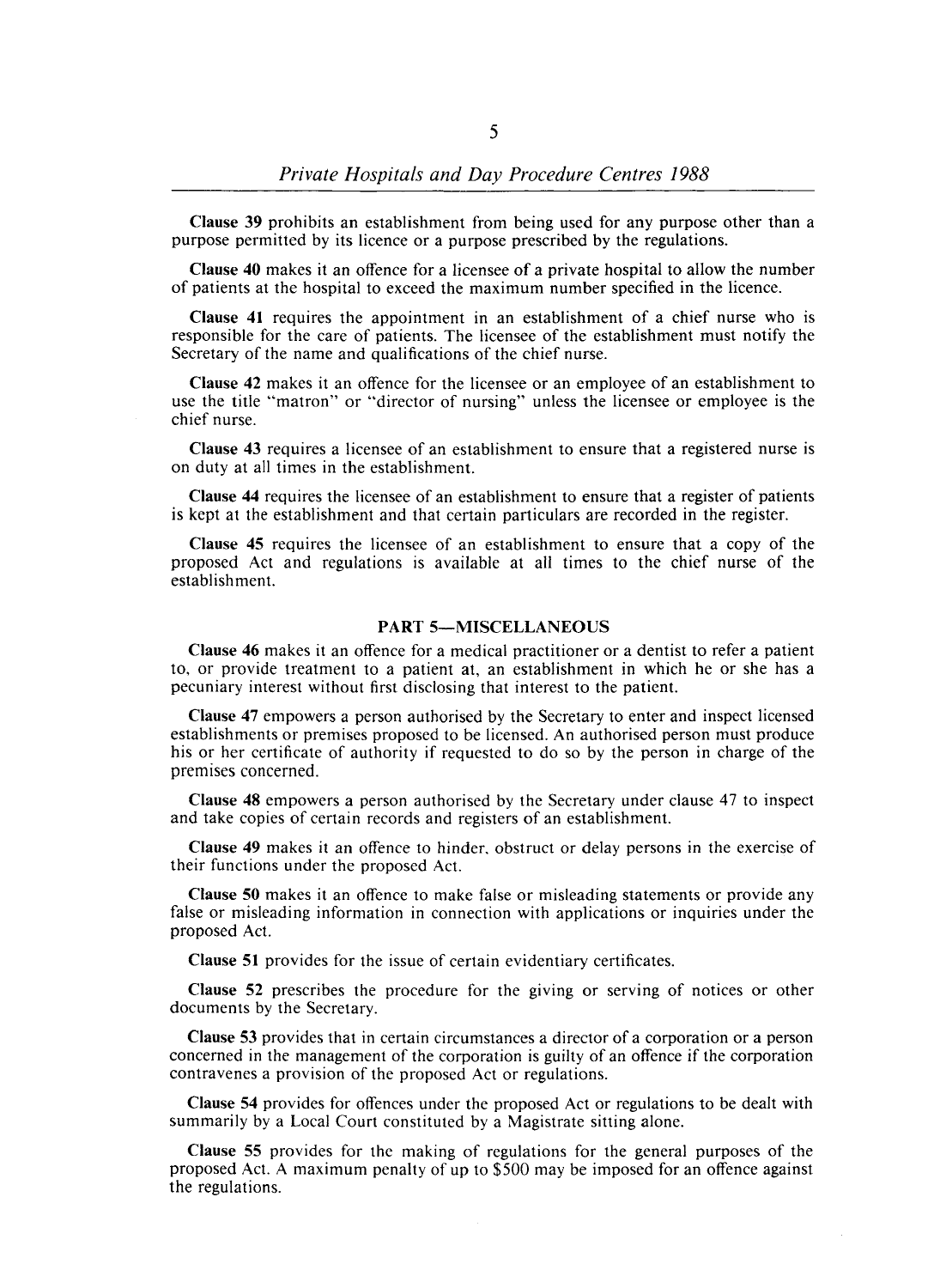**Clause 39** prohibits an establishment from being used for any purpose other than a purpose permitted by its licence or a purpose prescribed by the regulations.

**Clause 40** makes it an offence for a licensee of a private hospital to allow the number of patients at the hospital to exceed the maximum number specified in the licence.

**Clause 41** requires the appointment in an establishment of a chief nurse who is responsible for the care of patients. The licensee of the establishment must notify the Secretary of the name and qualifications of the chief nurse.

**Clause 42** makes it an offence for the licensee or an employee of an establishment to use the title "matron" or "director of nursing" unless the licensee or employee is the chief nurse.

**Clause 43** requires a licensee of an establishment to ensure that a registered nurse is on duty at all times in the establishment.

**Clause 44** requires the licensee of an establishment to ensure that a register of patients is kept at the establishment and that certain particulars are recorded in the register.

**Clause 45** requires the licensee of an establishment to ensure that a copy of the proposed Act and regulations is available at all times to the chief nurse of the establishment.

## PART 5—MISCELLANEOUS

**Clause 46** makes it an offence for a medical practitioner or a dentist to refer a patient to, or provide treatment to a patient at, an establishment in which he or she has a pecuniary interest without first disclosing that interest to the patient.

**Clause 47** empowers a person authorised by the Secretary to enter and inspect licensed establishments or premises proposed to be licensed. An authorised person must produce his or her certificate of authority if requested to do so by the person in charge of the premises concerned.

**Clause 48** empowers a person authorised by the Secretary under clause 47 to inspect and take copies of certain records and registers of an establishment.

**Clause 49** makes it an offence to hinder, obstruct or delay persons in the exercise of their functions under the proposed Act.

**Clause 50** makes it an offence to make false or misleading statements or provide any false or misleading information in connection with applications or inquiries under the proposed Act.

**Clause 51** provides for the issue of certain evidentiary certificates.

**Clause 52** prescribes the procedure for the giving or serving of notices or other documents by the Secretary.

**Clause 53** provides that in certain circumstances a director of a corporation or a person concerned in the management of the corporation is guilty of an offence if the corporation contravenes a provision of the proposed Act or regulations.

**Clause 54** provides for offences under the proposed Act or regulations to be dealt with summarily by a Local Court constituted by a Magistrate sitting alone.

**Clause 55** provides for the making of regulations for the general purposes of the proposed Act. A maximum penalty of up to $500 may be imposed for an offence against the regulations.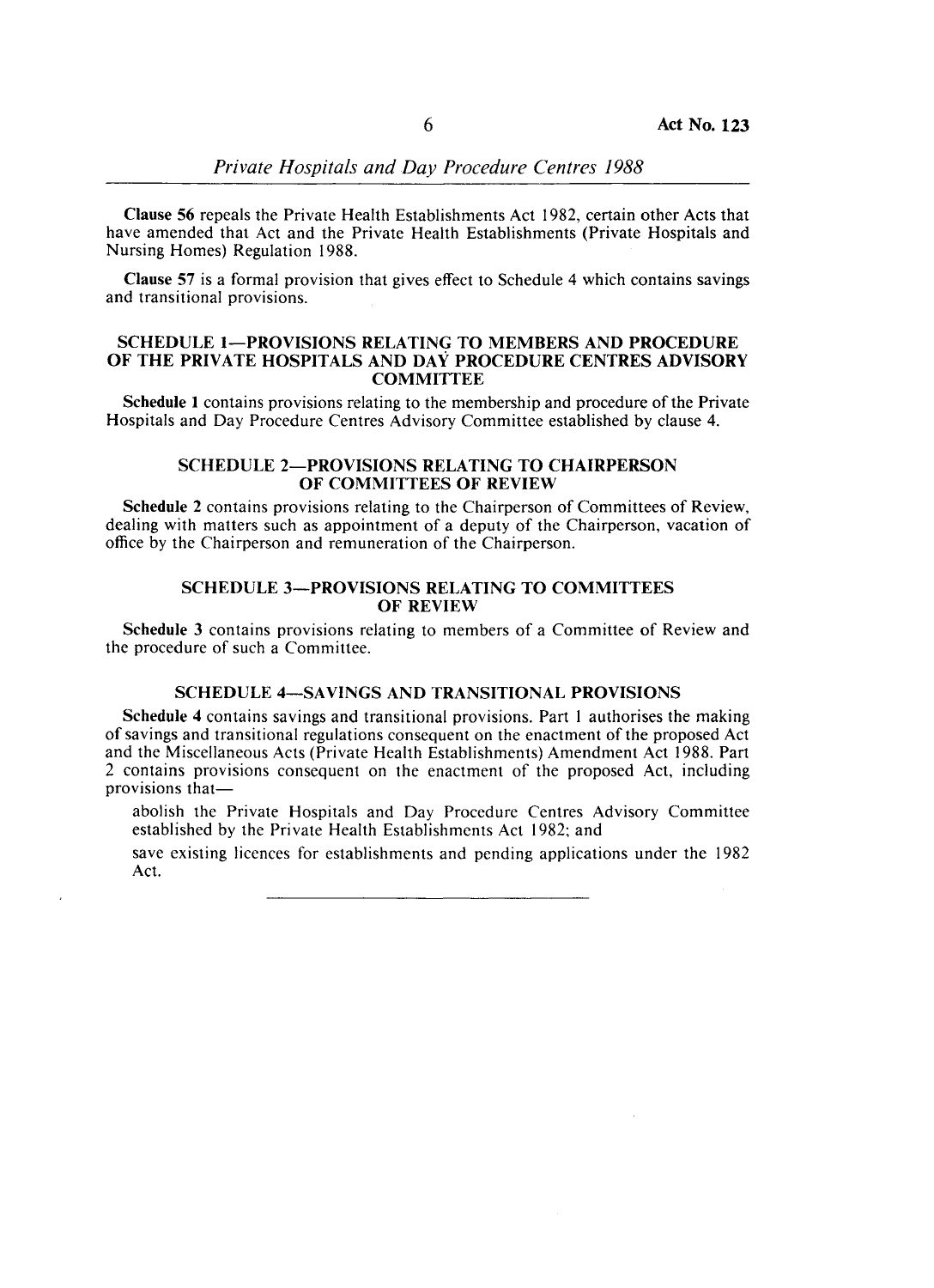**Clause 56** repeals the Private Health Establishments Act 1982, certain other Acts that have amended that Act and the Private Health Establishments (Private Hospitals and Nursing Homes) Regulation 1988.

**Clause 57** is a formal provision that gives effect to Schedule 4 which contains savings and transitional provisions.

## SCHEDULE 1—PROVISIONS RELATING TO MEMBERS AND PROCEDURE OF THE PRIVATE HOSPITALS AND DAY PROCEDURE CENTRES ADVISORY COMMITTEE

**Schedule 1** contains provisions relating to the membership and procedure of the Private Hospitals and Day Procedure Centres Advisory Committee established by clause 4.

## SCHEDULE 2—PROVISIONS RELATING TO CHAIRPERSON OF COMMITTEES OF REVIEW

**Schedule 2** contains provisions relating to the Chairperson of Committees of Review, dealing with matters such as appointment of a deputy of the Chairperson, vacation of office by the Chairperson and remuneration of the Chairperson.

## SCHEDULE 3—PROVISIONS RELATING TO COMMITTEES OF REVIEW

**Schedule 3** contains provisions relating to members of a Committee of Review and the procedure of such a Committee.

## SCHEDULE 4—SAVINGS AND TRANSITIONAL PROVISIONS

**Schedule 4** contains savings and transitional provisions. Part 1 authorises the making of savings and transitional regulations consequent on the enactment of the proposed Act and the Miscellaneous Acts (Private Health Establishments) Amendment Act 1988. Part 2 contains provisions consequent on the enactment of the proposed Act, including provisions that—

abolish the Private Hospitals and Day Procedure Centres Advisory Committee established by the Private Health Establishments Act 1982; and

save existing licences for establishments and pending applications under the 1982 Act.